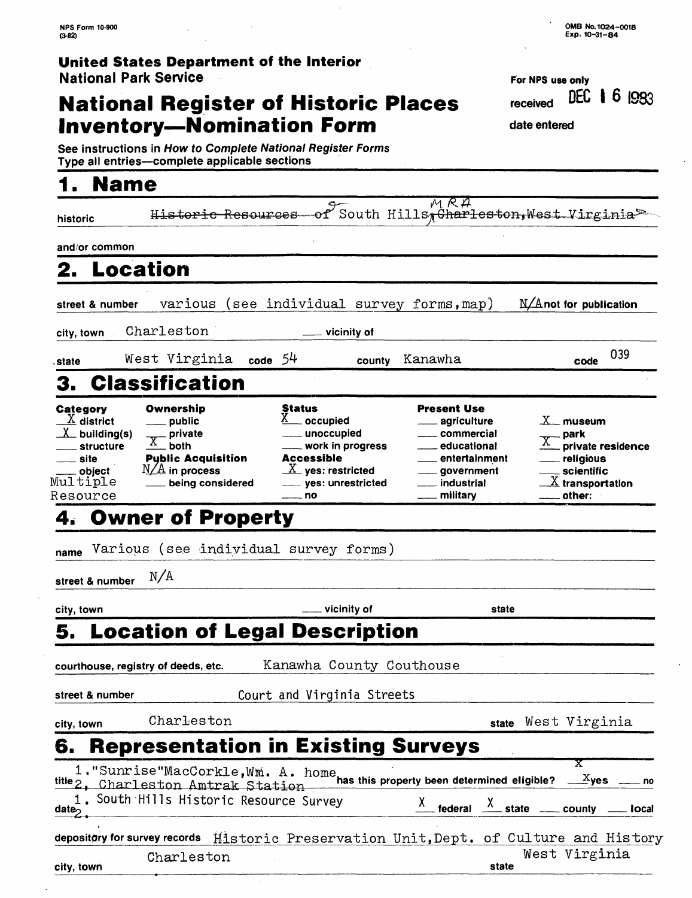NPS Form 10-900
(3-82)

OMB No. 1024-0018
Exp. 10-31-84

**United States Department of the Interior**
**National Park Service**

# National Register of Historic Places Inventory—Nomination Form

For NPS use only

received DEC 16 1983

date entered

See instructions in *How to Complete National Register Forms*
Type all entries—complete applicable sections

## 1. Name

historic ~~Historic Resources of~~ South Hills MRA ~~, Charleston, West Virginia~~

and/or common

## 2. Location

street & number various (see individual survey forms, map) N/A not for publication

city, town Charleston ___ vicinity of

state West Virginia code 54 county Kanawha code 039

## 3. Classification

| Category | Ownership | Status | Present Use | |
|---|---|---|---|---|
| X district | ___ public | X occupied | ___ agriculture | X museum |
| X building(s) | ___ private | ___ unoccupied | ___ commercial | ___ park |
| ___ structure | X both | ___ work in progress | ___ educational | X private residence |
| ___ site | **Public Acquisition** | **Accessible** | ___ entertainment | ___ religious |
| ___ object | N/A in process | X yes: restricted | ___ government | ___ scientific |
| Multiple Resource | ___ being considered | ___ yes: unrestricted | ___ industrial | X transportation |
| | | ___ no | ___ military | ___ other: |

## 4. Owner of Property

name Various (see individual survey forms)

street & number N/A

city, town ___ vicinity of state

## 5. Location of Legal Description

courthouse, registry of deeds, etc. Kanawha County Couthouse

street & number Court and Virginia Streets

city, town Charleston state West Virginia

## 6. Representation in Existing Surveys

title 1. "Sunrise" MacCorkle, Wm. A. home
2. Charleston Amtrak Station

has this property been determined eligible? X yes ___ no

date 1. South Hills Historic Resource Survey
2.

X federal X state ___ county ___ local

depository for survey records Historic Preservation Unit, Dept. of Culture and History

city, town Charleston state West Virginia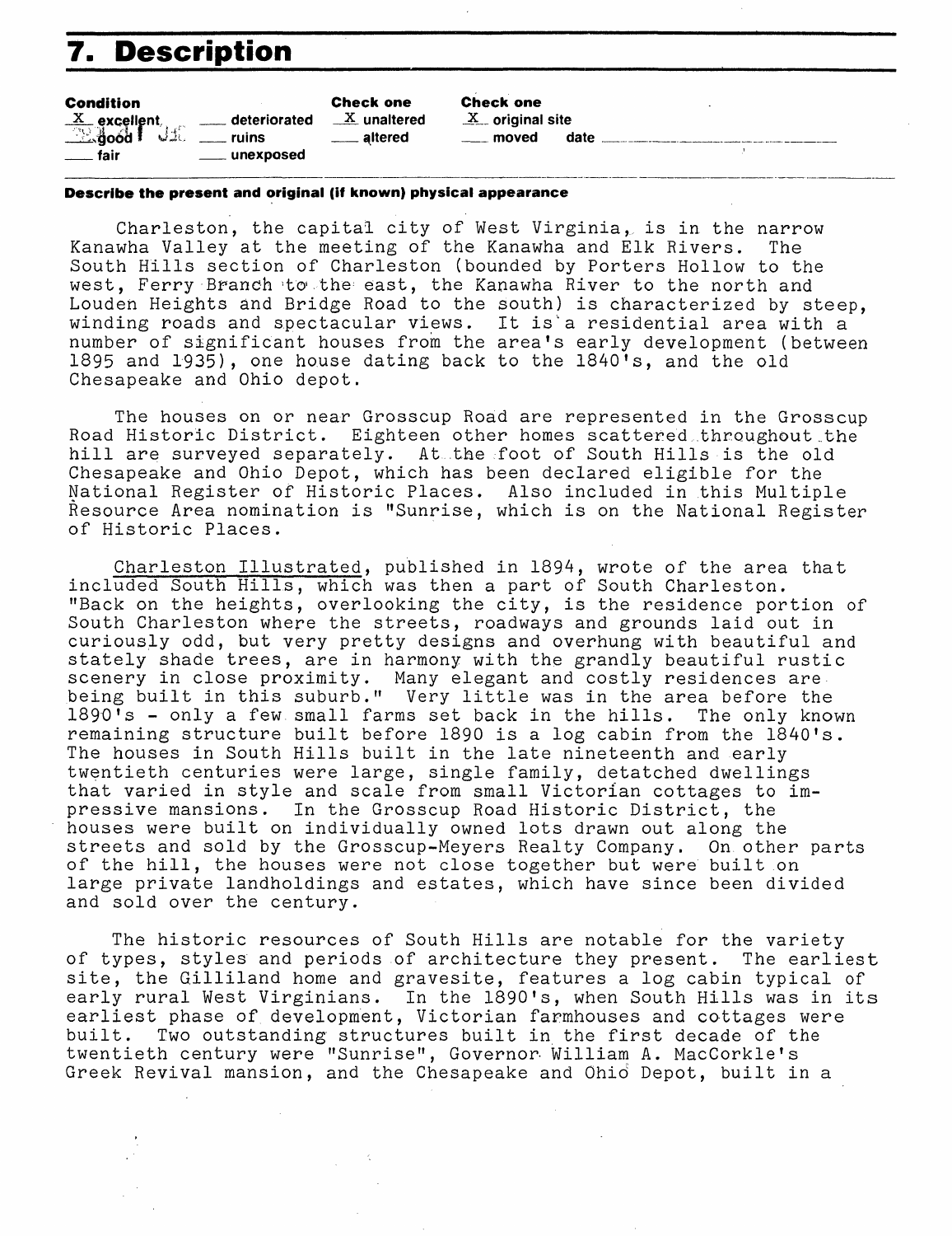# 7. Description

| Condition | | Check one | Check one |
|---|---|---|---|
| X excellent | ___ deteriorated | X unaltered | X original site |
| ___ good | ___ ruins | ___ altered | ___ moved date ___ |
| ___ fair | ___ unexposed | | |

**Describe the present and original (if known) physical appearance**

Charleston, the capital city of West Virginia, is in the narrow Kanawha Valley at the meeting of the Kanawha and Elk Rivers. The South Hills section of Charleston (bounded by Porters Hollow to the west, Ferry Branch to the east, the Kanawha River to the north and Louden Heights and Bridge Road to the south) is characterized by steep, winding roads and spectacular views. It is a residential area with a number of significant houses from the area's early development (between 1895 and 1935), one house dating back to the 1840's, and the old Chesapeake and Ohio depot.

The houses on or near Grosscup Road are represented in the Grosscup Road Historic District. Eighteen other homes scattered throughout the hill are surveyed separately. At the foot of South Hills is the old Chesapeake and Ohio Depot, which has been declared eligible for the National Register of Historic Places. Also included in this Multiple Resource Area nomination is "Sunrise, which is on the National Register of Historic Places.

Charleston Illustrated, published in 1894, wrote of the area that included South Hills, which was then a part of South Charleston. "Back on the heights, overlooking the city, is the residence portion of South Charleston where the streets, roadways and grounds laid out in curiously odd, but very pretty designs and overhung with beautiful and stately shade trees, are in harmony with the grandly beautiful rustic scenery in close proximity. Many elegant and costly residences are being built in this suburb." Very little was in the area before the 1890's - only a few small farms set back in the hills. The only known remaining structure built before 1890 is a log cabin from the 1840's. The houses in South Hills built in the late nineteenth and early twentieth centuries were large, single family, detatched dwellings that varied in style and scale from small Victorian cottages to impressive mansions. In the Grosscup Road Historic District, the houses were built on individually owned lots drawn out along the streets and sold by the Grosscup-Meyers Realty Company. On other parts of the hill, the houses were not close together but were built on large private landholdings and estates, which have since been divided and sold over the century.

The historic resources of South Hills are notable for the variety of types, styles and periods of architecture they present. The earliest site, the Gilliland home and gravesite, features a log cabin typical of early rural West Virginians. In the 1890's, when South Hills was in its earliest phase of development, Victorian farmhouses and cottages were built. Two outstanding structures built in the first decade of the twentieth century were "Sunrise", Governor William A. MacCorkle's Greek Revival mansion, and the Chesapeake and Ohio Depot, built in a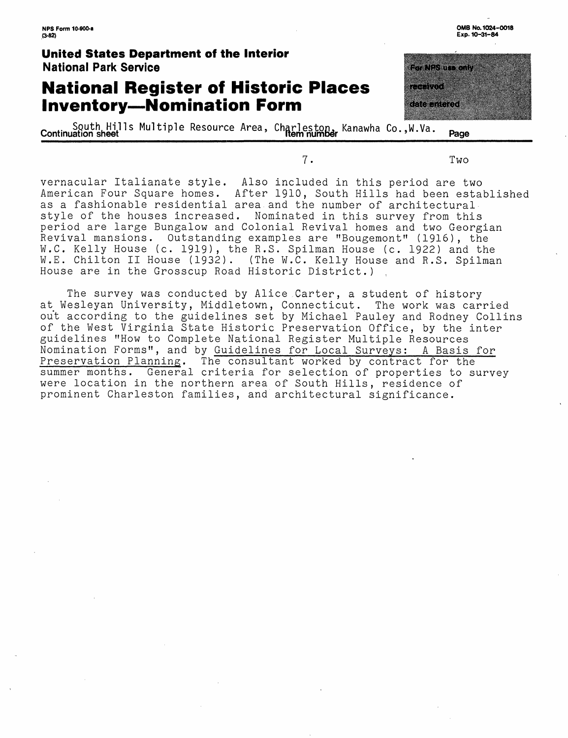vernacular Italianate style. Also included in this period are two American Four Square homes. After 1910, South Hills had been established as a fashionable residential area and the number of architectural style of the houses increased. Nominated in this survey from this period are large Bungalow and Colonial Revival homes and two Georgian Revival mansions. Outstanding examples are "Bougemont" (1916), the W.C. Kelly House (c. 1919), the R.S. Spilman House (c. 1922) and the W.E. Chilton II House (1932). (The W.C. Kelly House and R.S. Spilman House are in the Grosscup Road Historic District.)

The survey was conducted by Alice Carter, a student of history at Wesleyan University, Middletown, Connecticut. The work was carried out according to the guidelines set by Michael Pauley and Rodney Collins of the West Virginia State Historic Preservation Office, by the inter guidelines "How to Complete National Register Multiple Resources Nomination Forms", and by Guidelines for Local Surveys: A Basis for Preservation Planning. The consultant worked by contract for the summer months. General criteria for selection of properties to survey were location in the northern area of South Hills, residence of prominent Charleston families, and architectural significance.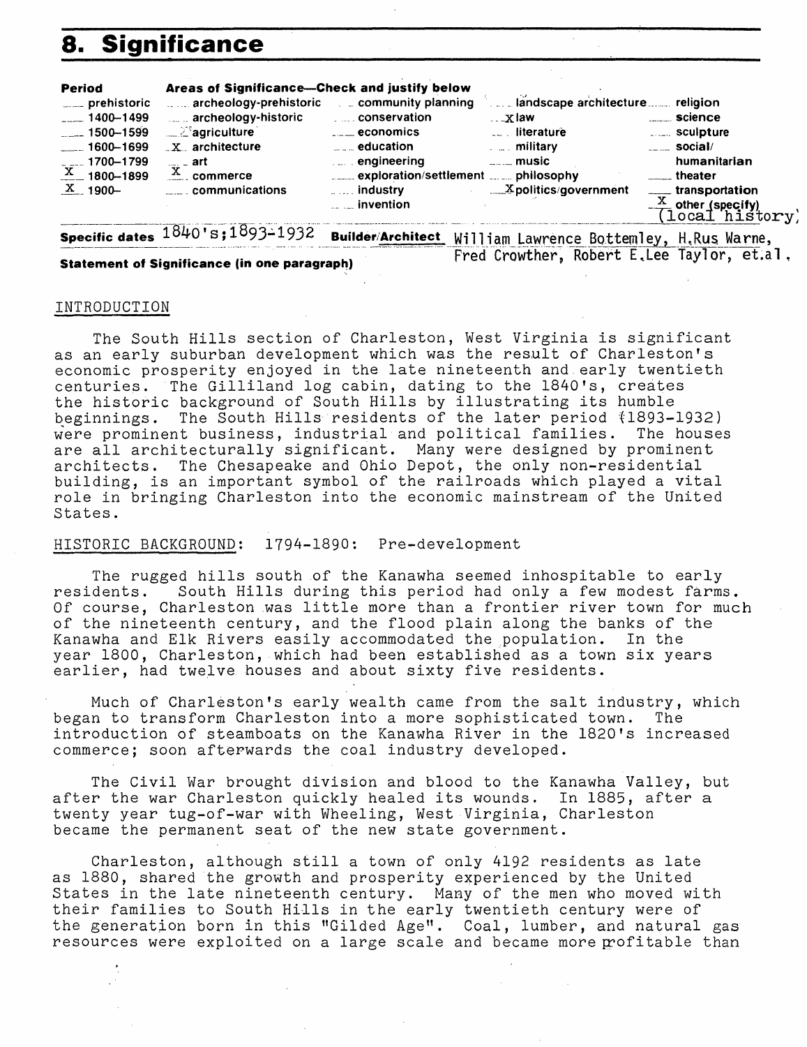# 8. Significance

| Period | Areas of Significance—Check and justify below | | | |
|---|---|---|---|---|
| ___ prehistoric | ___ archeology-prehistoric | ___ community planning | ___ landscape architecture | ___ religion |
| ___ 1400–1499 | ___ archeology-historic | ___ conservation | X law | ___ science |
| ___ 1500–1599 | ___ agriculture | ___ economics | ___ literature | ___ sculpture |
| ___ 1600–1699 | X architecture | ___ education | ___ military | ___ social/humanitarian |
| ___ 1700–1799 | ___ art | ___ engineering | ___ music | ___ theater |
| X 1800–1899 | X commerce | ___ exploration/settlement | ___ philosophy | ___ transportation |
| X 1900– | ___ communications | ___ industry | X politics/government | X other (specify) (local history) |
| | | ___ invention | | |

**Specific dates** 1840's;1893-1932 **Builder/Architect** William Lawrence Bottemley, H.Rus Warne, Fred Crowther, Robert E.Lee Taylor, et.al.

**Statement of Significance (in one paragraph)**

INTRODUCTION

The South Hills section of Charleston, West Virginia is significant as an early suburban development which was the result of Charleston's economic prosperity enjoyed in the late nineteenth and early twentieth centuries. The Gilliland log cabin, dating to the 1840's, creates the historic background of South Hills by illustrating its humble beginnings. The South Hills residents of the later period (1893-1932) were prominent business, industrial and political families. The houses are all architecturally significant. Many were designed by prominent architects. The Chesapeake and Ohio Depot, the only non-residential building, is an important symbol of the railroads which played a vital role in bringing Charleston into the economic mainstream of the United States.

HISTORIC BACKGROUND: 1794-1890: Pre-development

The rugged hills south of the Kanawha seemed inhospitable to early residents. South Hills during this period had only a few modest farms. Of course, Charleston was little more than a frontier river town for much of the nineteenth century, and the flood plain along the banks of the Kanawha and Elk Rivers easily accommodated the population. In the year 1800, Charleston, which had been established as a town six years earlier, had twelve houses and about sixty five residents.

Much of Charleston's early wealth came from the salt industry, which began to transform Charleston into a more sophisticated town. The introduction of steamboats on the Kanawha River in the 1820's increased commerce; soon afterwards the coal industry developed.

The Civil War brought division and blood to the Kanawha Valley, but after the war Charleston quickly healed its wounds. In 1885, after a twenty year tug-of-war with Wheeling, West Virginia, Charleston became the permanent seat of the new state government.

Charleston, although still a town of only 4192 residents as late as 1880, shared the growth and prosperity experienced by the United States in the late nineteenth century. Many of the men who moved with their families to South Hills in the early twentieth century were of the generation born in this "Gilded Age". Coal, lumber, and natural gas resources were exploited on a large scale and became more profitable than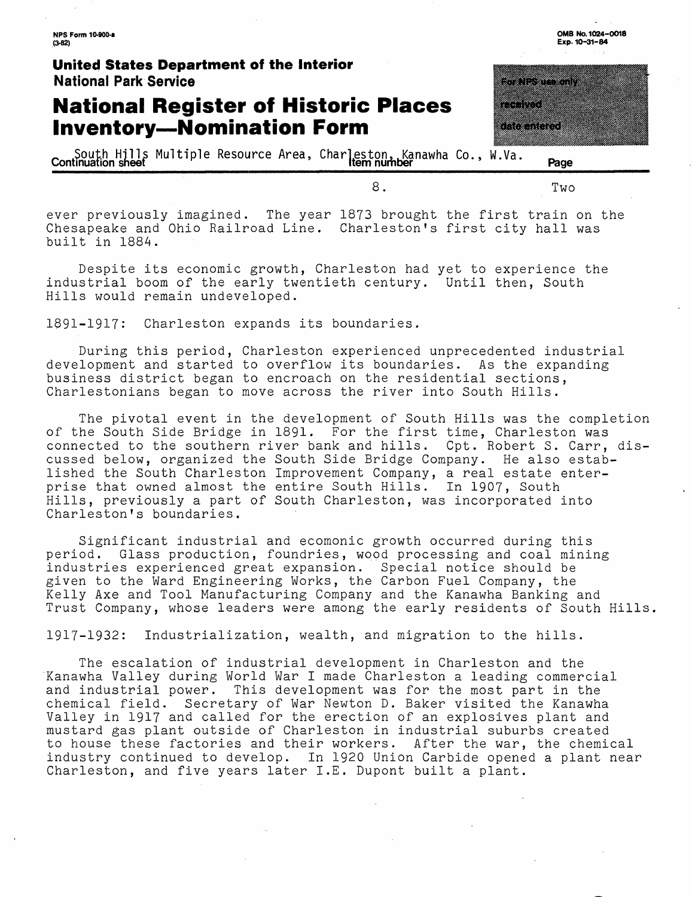ever previously imagined. The year 1873 brought the first train on the Chesapeake and Ohio Railroad Line. Charleston's first city hall was built in 1884.

Despite its economic growth, Charleston had yet to experience the industrial boom of the early twentieth century. Until then, South Hills would remain undeveloped.

1891-1917: Charleston expands its boundaries.

During this period, Charleston experienced unprecedented industrial development and started to overflow its boundaries. As the expanding business district began to encroach on the residential sections, Charlestonians began to move across the river into South Hills.

The pivotal event in the development of South Hills was the completion of the South Side Bridge in 1891. For the first time, Charleston was connected to the southern river bank and hills. Cpt. Robert S. Carr, discussed below, organized the South Side Bridge Company. He also established the South Charleston Improvement Company, a real estate enterprise that owned almost the entire South Hills. In 1907, South Hills, previously a part of South Charleston, was incorporated into Charleston's boundaries.

Significant industrial and ecomonic growth occurred during this period. Glass production, foundries, wood processing and coal mining industries experienced great expansion. Special notice should be given to the Ward Engineering Works, the Carbon Fuel Company, the Kelly Axe and Tool Manufacturing Company and the Kanawha Banking and Trust Company, whose leaders were among the early residents of South Hills.

1917-1932: Industrialization, wealth, and migration to the hills.

The escalation of industrial development in Charleston and the Kanawha Valley during World War I made Charleston a leading commercial and industrial power. This development was for the most part in the chemical field. Secretary of War Newton D. Baker visited the Kanawha Valley in 1917 and called for the erection of an explosives plant and mustard gas plant outside of Charleston in industrial suburbs created to house these factories and their workers. After the war, the chemical industry continued to develop. In 1920 Union Carbide opened a plant near Charleston, and five years later I.E. Dupont built a plant.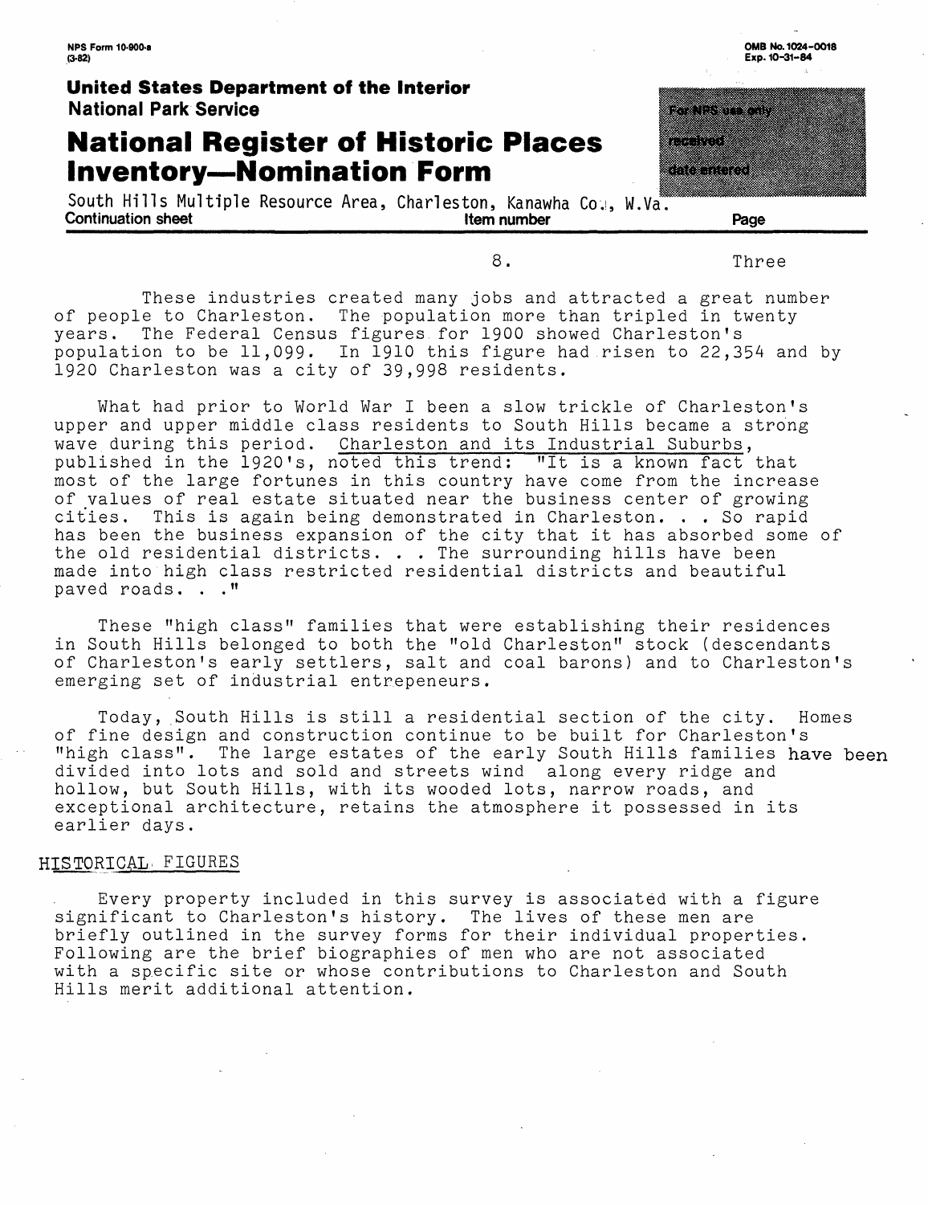These industries created many jobs and attracted a great number of people to Charleston. The population more than tripled in twenty years. The Federal Census figures for 1900 showed Charleston's population to be 11,099. In 1910 this figure had risen to 22,354 and by 1920 Charleston was a city of 39,998 residents.

What had prior to World War I been a slow trickle of Charleston's upper and upper middle class residents to South Hills became a strong wave during this period. Charleston and its Industrial Suburbs, published in the 1920's, noted this trend: "It is a known fact that most of the large fortunes in this country have come from the increase of values of real estate situated near the business center of growing cities. This is again being demonstrated in Charleston. . . So rapid has been the business expansion of the city that it has absorbed some of the old residential districts. . . The surrounding hills have been made into high class restricted residential districts and beautiful paved roads. . ."

These "high class" families that were establishing their residences in South Hills belonged to both the "old Charleston" stock (descendants of Charleston's early settlers, salt and coal barons) and to Charleston's emerging set of industrial entrepeneurs.

Today, South Hills is still a residential section of the city. Homes of fine design and construction continue to be built for Charleston's "high class". The large estates of the early South Hills families have been divided into lots and sold and streets wind along every ridge and hollow, but South Hills, with its wooded lots, narrow roads, and exceptional architecture, retains the atmosphere it possessed in its earlier days.

## HISTORICAL FIGURES

Every property included in this survey is associated with a figure significant to Charleston's history. The lives of these men are briefly outlined in the survey forms for their individual properties. Following are the brief biographies of men who are not associated with a specific site or whose contributions to Charleston and South Hills merit additional attention.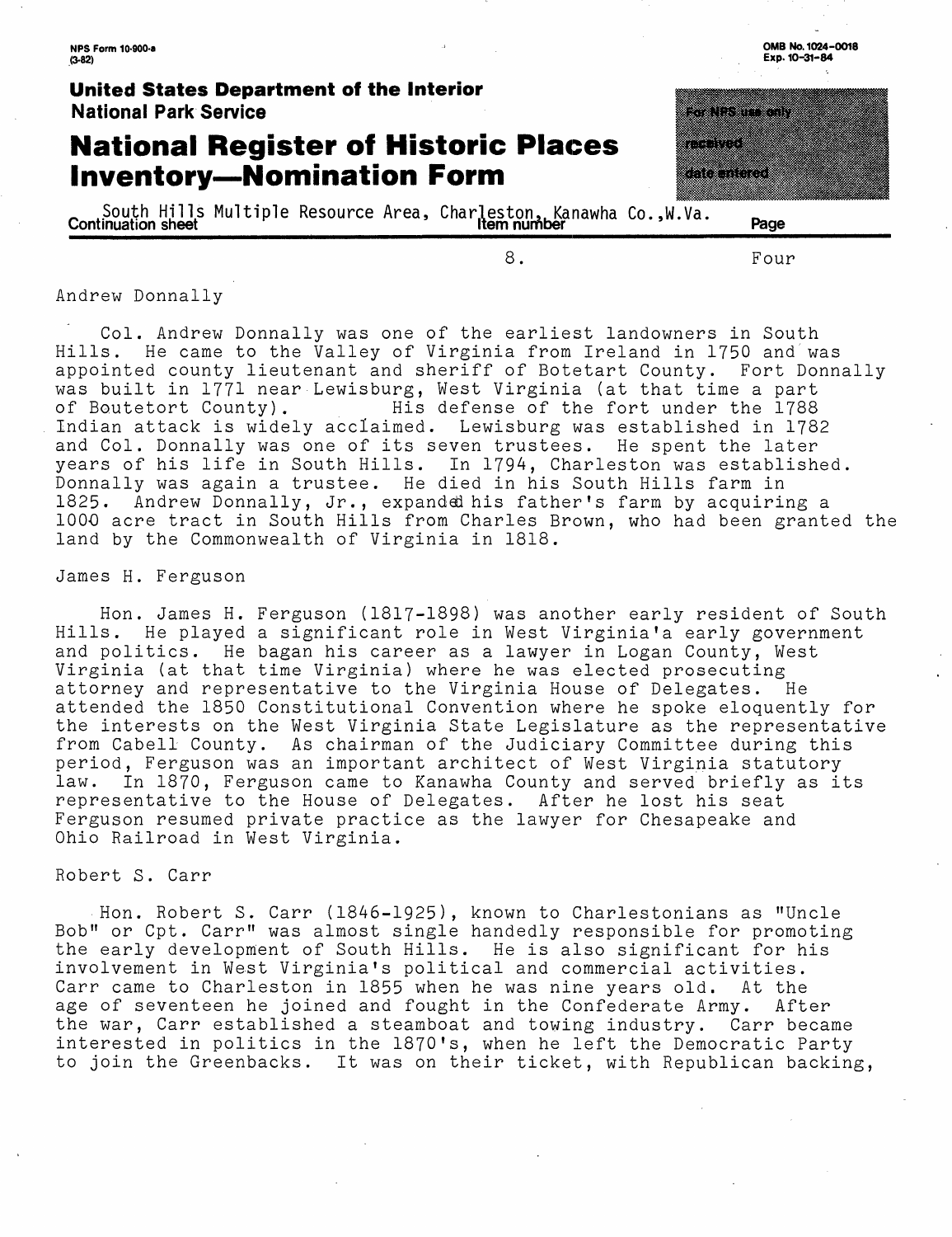Andrew Donnally

Col. Andrew Donnally was one of the earliest landowners in South Hills. He came to the Valley of Virginia from Ireland in 1750 and was appointed county lieutenant and sheriff of Botetart County. Fort Donnally was built in 1771 near Lewisburg, West Virginia (at that time a part of Boutetort County). His defense of the fort under the 1788 Indian attack is widely acclaimed. Lewisburg was established in 1782 and Col. Donnally was one of its seven trustees. He spent the later years of his life in South Hills. In 1794, Charleston was established. Donnally was again a trustee. He died in his South Hills farm in 1825. Andrew Donnally, Jr., expanded his father's farm by acquiring a 1000 acre tract in South Hills from Charles Brown, who had been granted the land by the Commonwealth of Virginia in 1818.

James H. Ferguson

Hon. James H. Ferguson (1817-1898) was another early resident of South Hills. He played a significant role in West Virginia'a early government and politics. He bagan his career as a lawyer in Logan County, West Virginia (at that time Virginia) where he was elected prosecuting attorney and representative to the Virginia House of Delegates. He attended the 1850 Constitutional Convention where he spoke eloquently for the interests on the West Virginia State Legislature as the representative from Cabell County. As chairman of the Judiciary Committee during this period, Ferguson was an important architect of West Virginia statutory law. In 1870, Ferguson came to Kanawha County and served briefly as its representative to the House of Delegates. After he lost his seat Ferguson resumed private practice as the lawyer for Chesapeake and Ohio Railroad in West Virginia.

Robert S. Carr

Hon. Robert S. Carr (1846-1925), known to Charlestonians as "Uncle Bob" or Cpt. Carr" was almost single handedly responsible for promoting the early development of South Hills. He is also significant for his involvement in West Virginia's political and commercial activities. Carr came to Charleston in 1855 when he was nine years old. At the age of seventeen he joined and fought in the Confederate Army. After the war, Carr established a steamboat and towing industry. Carr became interested in politics in the 1870's, when he left the Democratic Party to join the Greenbacks. It was on their ticket, with Republican backing,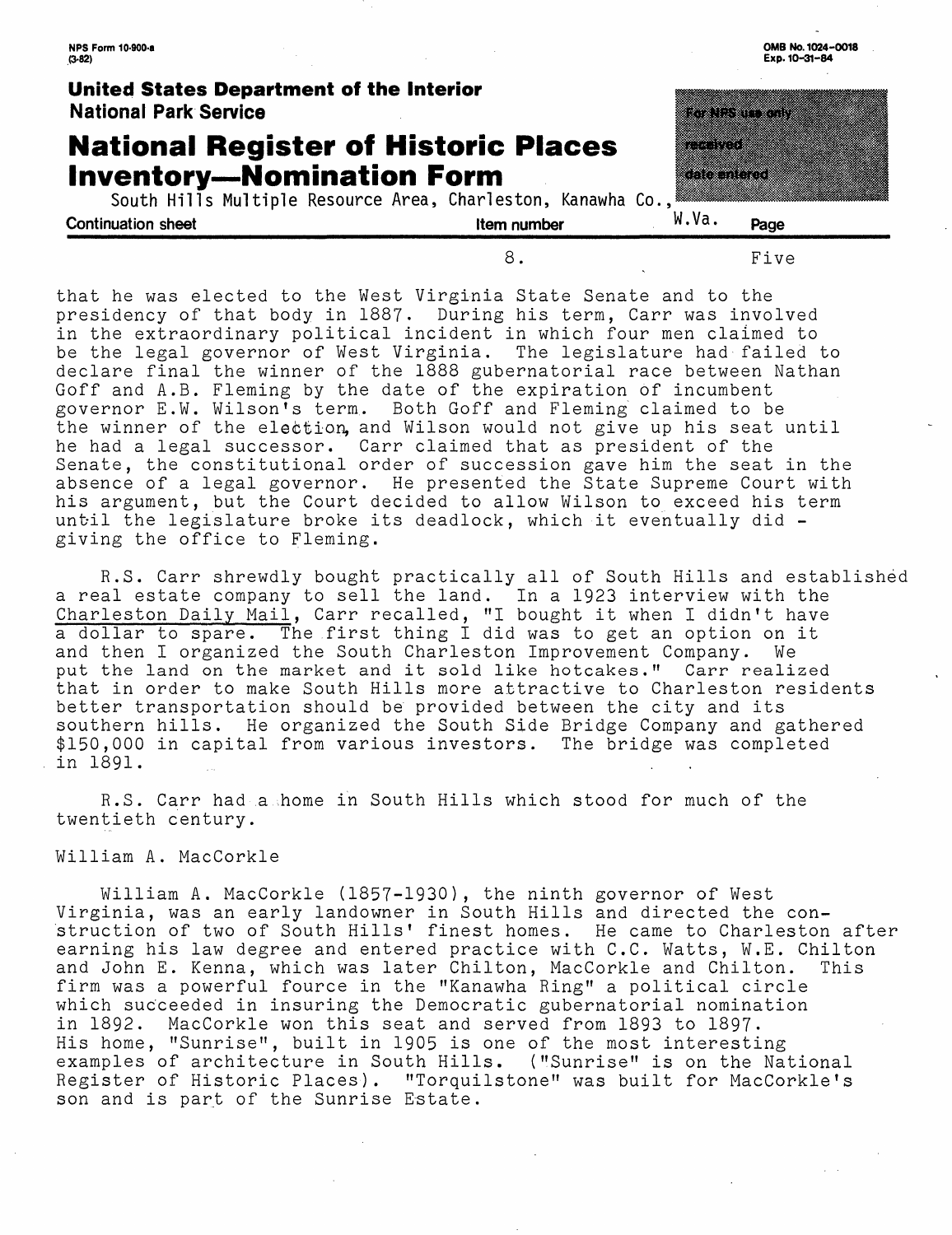that he was elected to the West Virginia State Senate and to the presidency of that body in 1887. During his term, Carr was involved in the extraordinary political incident in which four men claimed to be the legal governor of West Virginia. The legislature had failed to declare final the winner of the 1888 gubernatorial race between Nathan Goff and A.B. Fleming by the date of the expiration of incumbent governor E.W. Wilson's term. Both Goff and Fleming claimed to be the winner of the election, and Wilson would not give up his seat until he had a legal successor. Carr claimed that as president of the Senate, the constitutional order of succession gave him the seat in the absence of a legal governor. He presented the State Supreme Court with his argument, but the Court decided to allow Wilson to exceed his term until the legislature broke its deadlock, which it eventually did - giving the office to Fleming.

R.S. Carr shrewdly bought practically all of South Hills and established a real estate company to sell the land. In a 1923 interview with the Charleston Daily Mail, Carr recalled, "I bought it when I didn't have a dollar to spare. The first thing I did was to get an option on it and then I organized the South Charleston Improvement Company. We put the land on the market and it sold like hotcakes." Carr realized that in order to make South Hills more attractive to Charleston residents better transportation should be provided between the city and its southern hills. He organized the South Side Bridge Company and gathered $150,000 in capital from various investors. The bridge was completed in 1891.

R.S. Carr had a home in South Hills which stood for much of the twentieth century.

William A. MacCorkle

William A. MacCorkle (1857-1930), the ninth governor of West Virginia, was an early landowner in South Hills and directed the construction of two of South Hills' finest homes. He came to Charleston after earning his law degree and entered practice with C.C. Watts, W.E. Chilton and John E. Kenna, which was later Chilton, MacCorkle and Chilton. This firm was a powerful fource in the "Kanawha Ring" a political circle which succeeded in insuring the Democratic gubernatorial nomination in 1892. MacCorkle won this seat and served from 1893 to 1897. His home, "Sunrise", built in 1905 is one of the most interesting examples of architecture in South Hills. ("Sunrise" is on the National Register of Historic Places). "Torquilstone" was built for MacCorkle's son and is part of the Sunrise Estate.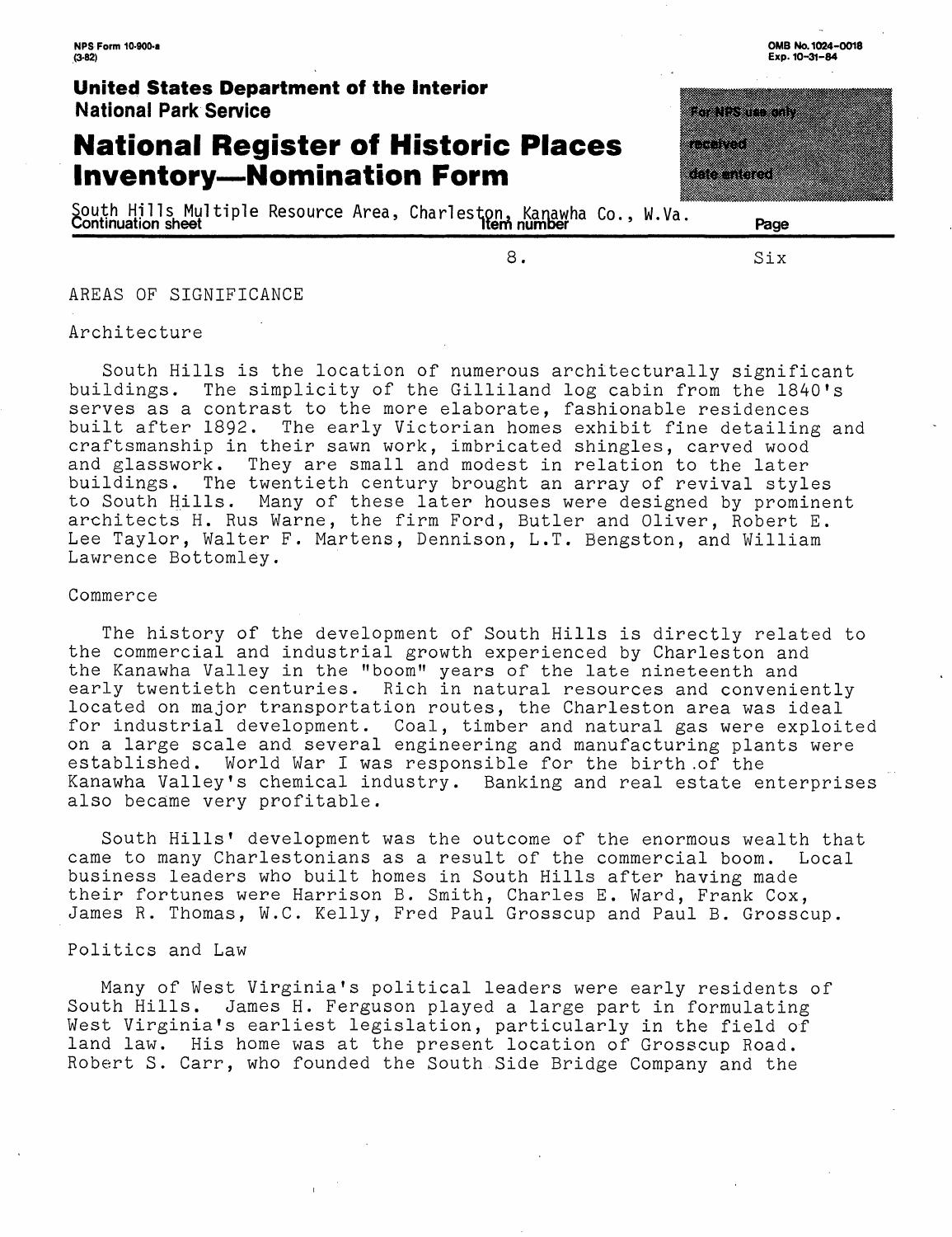AREAS OF SIGNIFICANCE

Architecture

South Hills is the location of numerous architecturally significant buildings. The simplicity of the Gilliland log cabin from the 1840's serves as a contrast to the more elaborate, fashionable residences built after 1892. The early Victorian homes exhibit fine detailing and craftsmanship in their sawn work, imbricated shingles, carved wood and glasswork. They are small and modest in relation to the later buildings. The twentieth century brought an array of revival styles to South Hills. Many of these later houses were designed by prominent architects H. Rus Warne, the firm Ford, Butler and Oliver, Robert E. Lee Taylor, Walter F. Martens, Dennison, L.T. Bengston, and William Lawrence Bottomley.

Commerce

The history of the development of South Hills is directly related to the commercial and industrial growth experienced by Charleston and the Kanawha Valley in the "boom" years of the late nineteenth and early twentieth centuries. Rich in natural resources and conveniently located on major transportation routes, the Charleston area was ideal for industrial development. Coal, timber and natural gas were exploited on a large scale and several engineering and manufacturing plants were established. World War I was responsible for the birth of the Kanawha Valley's chemical industry. Banking and real estate enterprises also became very profitable.

South Hills' development was the outcome of the enormous wealth that came to many Charlestonians as a result of the commercial boom. Local business leaders who built homes in South Hills after having made their fortunes were Harrison B. Smith, Charles E. Ward, Frank Cox, James R. Thomas, W.C. Kelly, Fred Paul Grosscup and Paul B. Grosscup.

Politics and Law

Many of West Virginia's political leaders were early residents of South Hills. James H. Ferguson played a large part in formulating West Virginia's earliest legislation, particularly in the field of land law. His home was at the present location of Grosscup Road. Robert S. Carr, who founded the South Side Bridge Company and the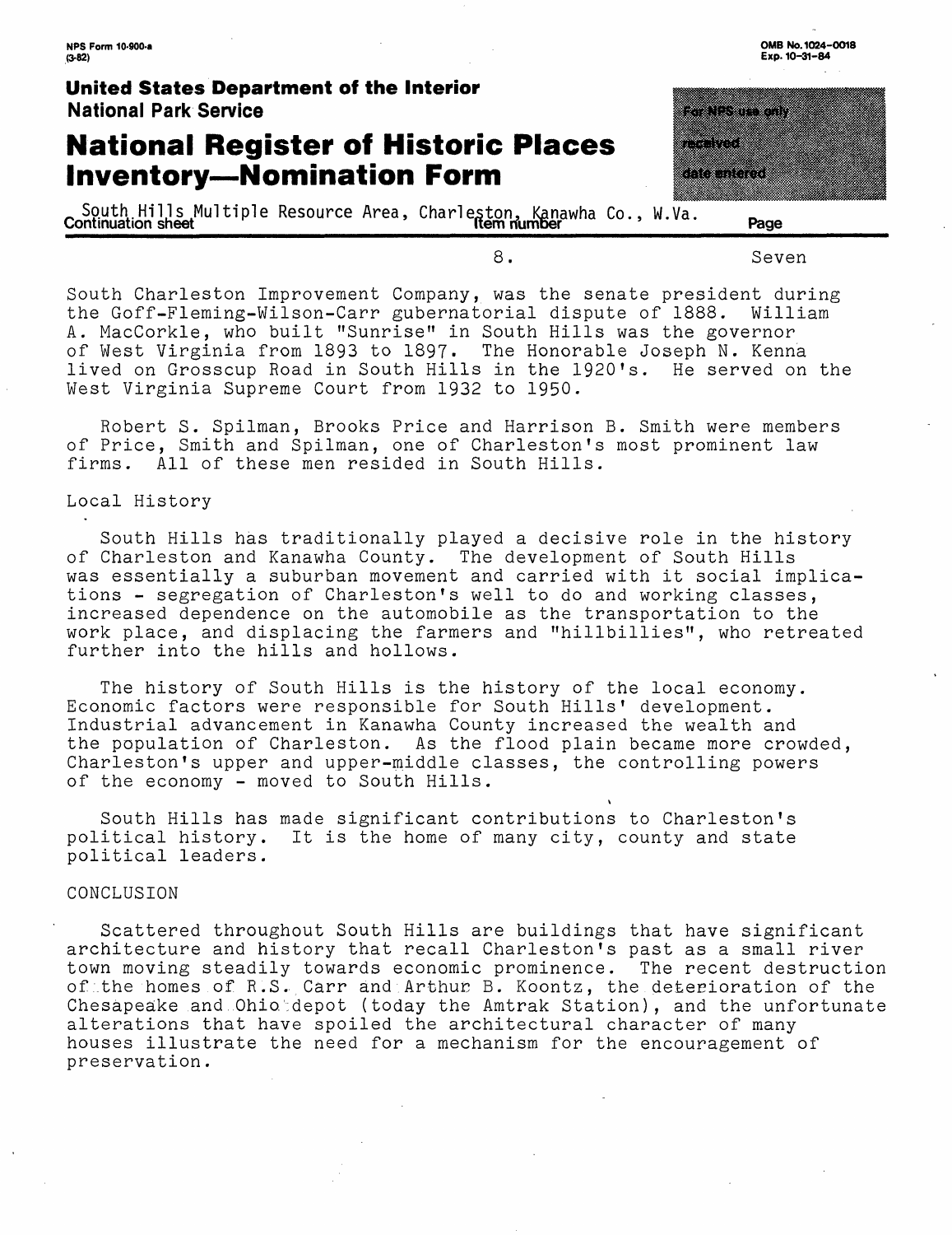South Charleston Improvement Company, was the senate president during the Goff-Fleming-Wilson-Carr gubernatorial dispute of 1888. William A. MacCorkle, who built "Sunrise" in South Hills was the governor of West Virginia from 1893 to 1897. The Honorable Joseph N. Kenna lived on Grosscup Road in South Hills in the 1920's. He served on the West Virginia Supreme Court from 1932 to 1950.

Robert S. Spilman, Brooks Price and Harrison B. Smith were members of Price, Smith and Spilman, one of Charleston's most prominent law firms. All of these men resided in South Hills.

Local History

South Hills has traditionally played a decisive role in the history of Charleston and Kanawha County. The development of South Hills was essentially a suburban movement and carried with it social implications - segregation of Charleston's well to do and working classes, increased dependence on the automobile as the transportation to the work place, and displacing the farmers and "hillbillies", who retreated further into the hills and hollows.

The history of South Hills is the history of the local economy. Economic factors were responsible for South Hills' development. Industrial advancement in Kanawha County increased the wealth and the population of Charleston. As the flood plain became more crowded, Charleston's upper and upper-middle classes, the controlling powers of the economy - moved to South Hills.

South Hills has made significant contributions to Charleston's political history. It is the home of many city, county and state political leaders.

CONCLUSION

Scattered throughout South Hills are buildings that have significant architecture and history that recall Charleston's past as a small river town moving steadily towards economic prominence. The recent destruction of the homes of R.S. Carr and Arthur B. Koontz, the deterioration of the Chesapeake and Ohio depot (today the Amtrak Station), and the unfortunate alterations that have spoiled the architectural character of many houses illustrate the need for a mechanism for the encouragement of preservation.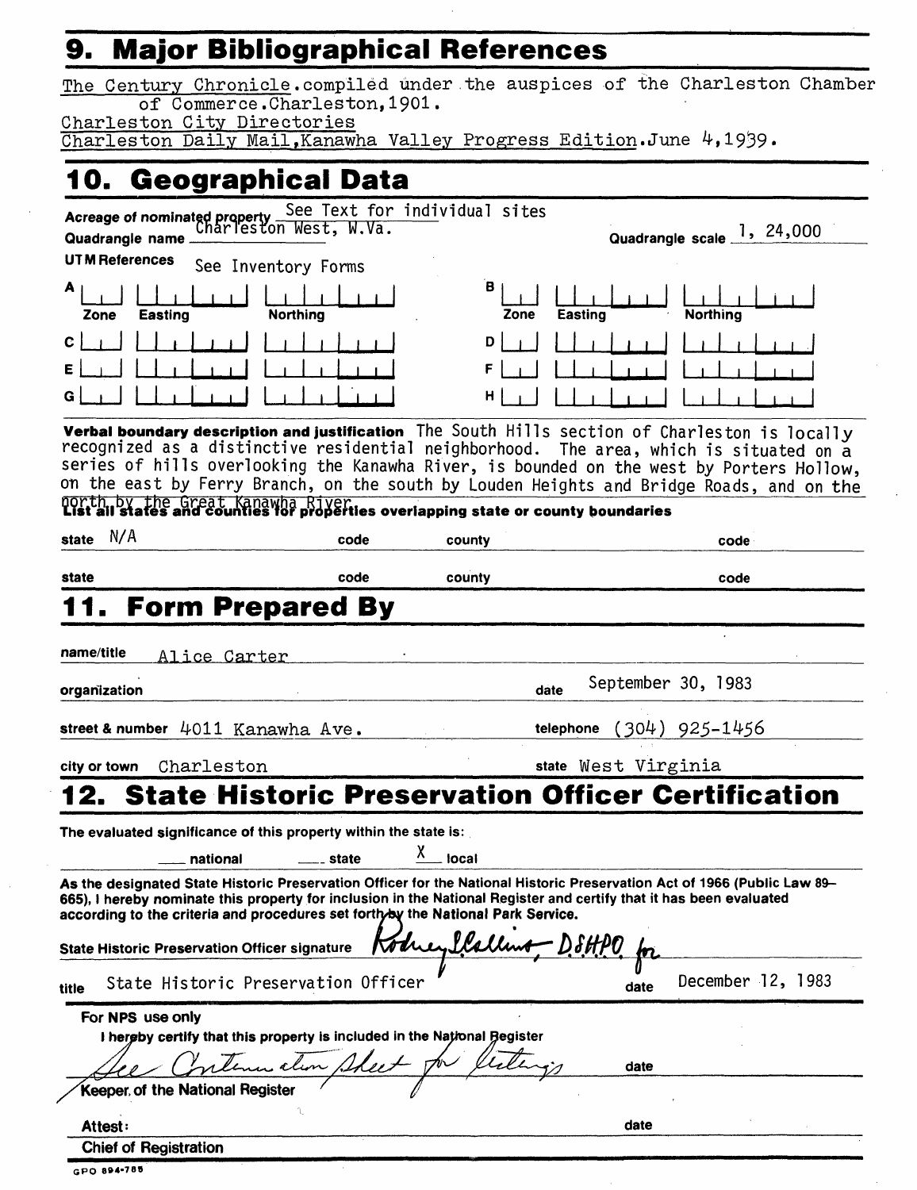## 9. Major Bibliographical References

The Century Chronicle. compiled under the auspices of the Charleston Chamber of Commerce. Charleston, 1901.
Charleston City Directories
Charleston Daily Mail, Kanawha Valley Progress Edition. June 4, 1939.

## 10. Geographical Data

**Acreage of nominated property** See Text for individual sites
**Quadrangle name** Charleston West, W.Va.
**Quadrangle scale** 1, 24,000

**UTM References** See Inventory Forms

| | Zone | Easting | Northing | | Zone | Easting | Northing |
|---|---|---|---|---|---|---|---|
| A | | | | B | | | |
| C | | | | D | | | |
| E | | | | F | | | |
| G | | | | H | | | |

**Verbal boundary description and justification** The South Hills section of Charleston is locally recognized as a distinctive residential neighborhood. The area, which is situated on a series of hills overlooking the Kanawha River, is bounded on the west by Porters Hollow, on the east by Ferry Branch, on the south by Louden Heights and Bridge Roads, and on the north by the Great Kanawha River.

**List all states and counties for properties overlapping state or county boundaries**

| state | code | county | code |
|---|---|---|---|
| N/A | | | |
| | | | |

## 11. Form Prepared By

**name/title** Alice Carter

**organization** | **date** September 30, 1983

**street & number** 4011 Kanawha Ave. | **telephone** (304) 925-1456

**city or town** Charleston | **state** West Virginia

## 12. State Historic Preservation Officer Certification

**The evaluated significance of this property within the state is:**

___ national ___ state X local

**As the designated State Historic Preservation Officer for the National Historic Preservation Act of 1966 (Public Law 89-665), I hereby nominate this property for inclusion in the National Register and certify that it has been evaluated according to the criteria and procedures set forth by the National Park Service.**

**State Historic Preservation Officer signature** Rodney S. Collins, DSHPO for

**title** State Historic Preservation Officer **date** December 12, 1983

**For NPS use only**
**I hereby certify that this property is included in the National Register**

See Continuation Sheet for listings **date**

**Keeper of the National Register**

**Attest:** **date**

**Chief of Registration**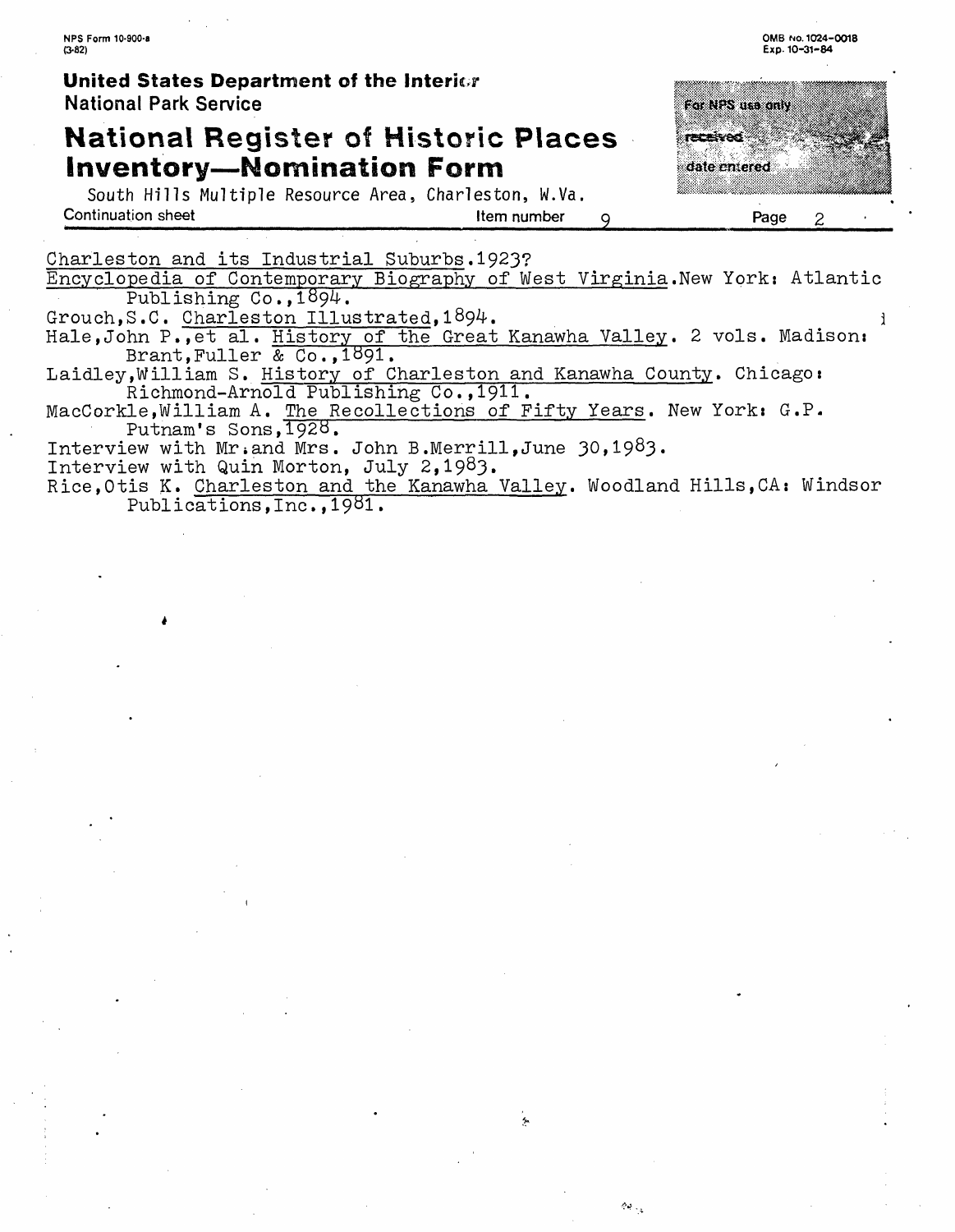South Hills Multiple Resource Area, Charleston, W.Va.

Continuation sheet — Item number 9

<u>Charleston and its Industrial Suburbs</u>.1923?

<u>Encyclopedia of Contemporary Biography of West Virginia</u>.New York: Atlantic Publishing Co.,1894.

Grouch,S.C. <u>Charleston Illustrated</u>,1894.

Hale,John P.,et al. <u>History of the Great Kanawha Valley</u>. 2 vols. Madison: Brant,Fuller & Co.,1891.

Laidley,William S. <u>History of Charleston and Kanawha County</u>. Chicago: Richmond-Arnold Publishing Co.,1911.

MacCorkle,William A. <u>The Recollections of Fifty Years</u>. New York: G.P. Putnam's Sons,1928.

Interview with Mr.and Mrs. John B.Merrill,June 30,1983.

Interview with Quin Morton, July 2,1983.

Rice,Otis K. <u>Charleston and the Kanawha Valley</u>. Woodland Hills,CA: Windsor Publications,Inc.,1981.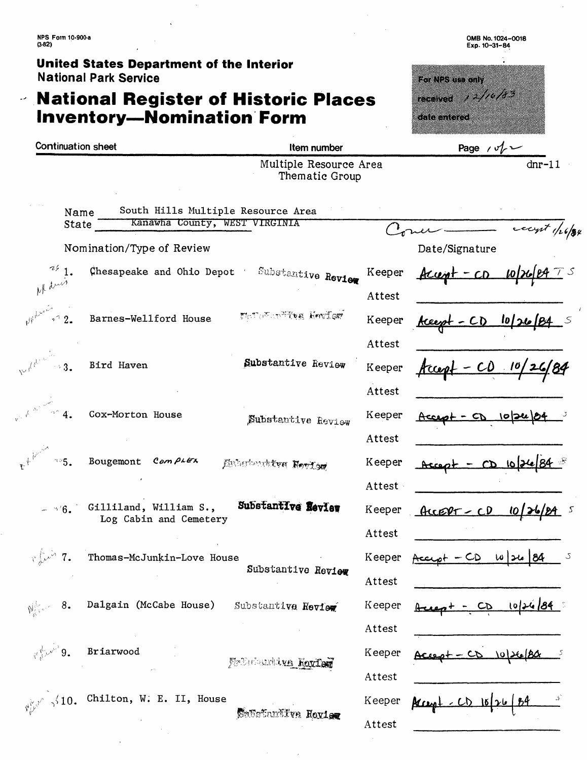NPS Form 10-900-a
(3-82)

OMB No. 1024-0018
Exp. 10-31-84

**United States Department of the Interior**
**National Park Service**

# National Register of Historic Places Inventory—Nomination Form

For NPS use only
received 12/10/83
date entered

Continuation sheet | Item number | Page 1 of 2

Multiple Resource Area
Thematic Group

dnr-11

Name South Hills Multiple Resource Area
State Kanawha County, WEST VIRGINIA

Cover ——— accept 10/26/84

| Nomination/Type of Review | | | Date/Signature |
|---|---|---|---|
| 1. Chesapeake and Ohio Depot | Substantive Review | Keeper | Accept - CD 10/26/84 |
| | | Attest | |
| 2. Barnes-Wellford House | Substantive Review | Keeper | Accept - CD 10/26/84 |
| | | Attest | |
| 3. Bird Haven | Substantive Review | Keeper | Accept - CD 10/26/84 |
| | | Attest | |
| 4. Cox-Morton House | Substantive Review | Keeper | Accept - CD 10/26/84 |
| | | Attest | |
| 5. Bougemont Complex | Substantive Review | Keeper | Accept - CD 10/26/84 |
| | | Attest | |
| 6. Gilliland, William S., Log Cabin and Cemetery | Substantive Review | Keeper | ACCEPT - CD 10/26/84 |
| | | Attest | |
| 7. Thomas-McJunkin-Love House | Substantive Review | Keeper | Accept - CD 10/26/84 |
| | | Attest | |
| 8. Dalgain (McCabe House) | Substantive Review | Keeper | Accept - CD 10/26/84 |
| | | Attest | |
| 9. Briarwood | Substantive Review | Keeper | Accept - CD 10/26/84 |
| | | Attest | |
| 10. Chilton, W. E. II, House | Substantive Review | Keeper | Accept - CD 10/26/84 |
| | | Attest | |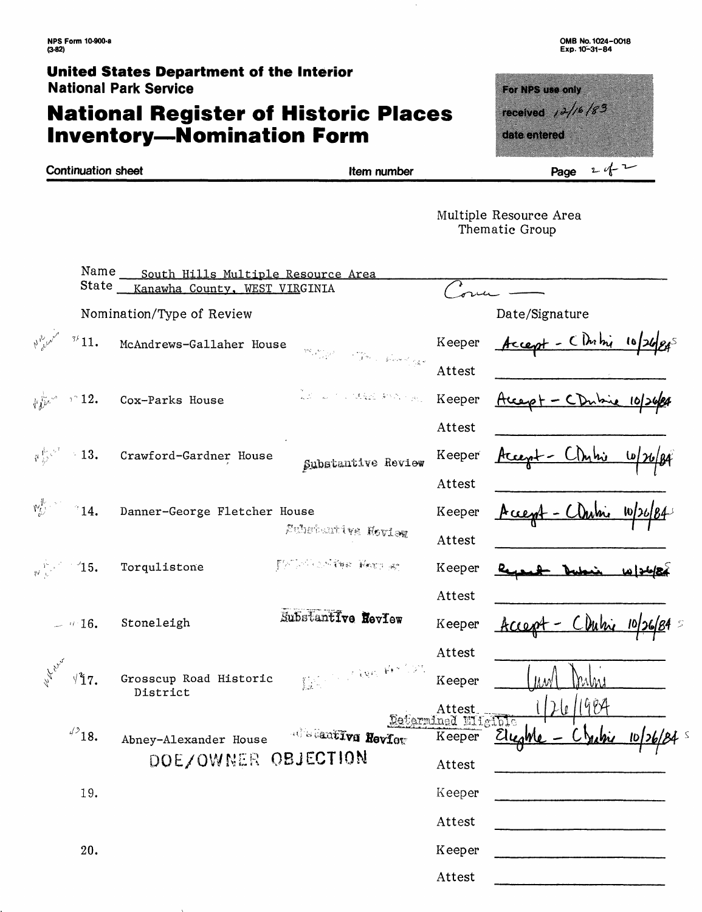NPS Form 10-900-a
(3-82)

OMB No. 1024-0018
Exp. 10-31-84

**United States Department of the Interior**
**National Park Service**

# National Register of Historic Places Inventory—Nomination Form

For NPS use only
received 12/16/83
date entered

**Continuation sheet** | **Item number** | **Page** 2 of 2

Multiple Resource Area
Thematic Group

Name South Hills Multiple Resource Area
State Kanawha County, WEST VIRGINIA

Cover —

| Nomination/Type of Review | | | Date/Signature |
|---|---|---|---|
| 11. McAndrews-Gallaher House | | Keeper | Accept - C Dubie 10/26/84 |
| | | Attest | |
| 12. Cox-Parks House | | Keeper | Accept - C Dubie 10/26/84 |
| | | Attest | |
| 13. Crawford-Gardner House | Substantive Review | Keeper | Accept - C Dubie 10/26/84 |
| | | Attest | |
| 14. Danner-George Fletcher House | Substantive Review | Keeper | Accept - C Dubie 10/26/84 |
| | | Attest | |
| 15. Torqulistone | Substantive Review | Keeper | Reject Dubie 10/26/84 |
| | | Attest | |
| 16. Stoneleigh | Substantive Review | Keeper | Accept - C Dubie 10/26/84 |
| | | Attest | |
| 17. Grosscup Road Historic District | | Keeper | Carol Dubie |
| | | Attest | 1/26/1984 |
| 18. Abney-Alexander House DOE/OWNER OBJECTION | Substantive Review / Determined Eligible | Keeper | Eligible - C Dubie 10/26/84 |
| | | Attest | |
| 19. | | Keeper | |
| | | Attest | |
| 20. | | Keeper | |
| | | Attest | |